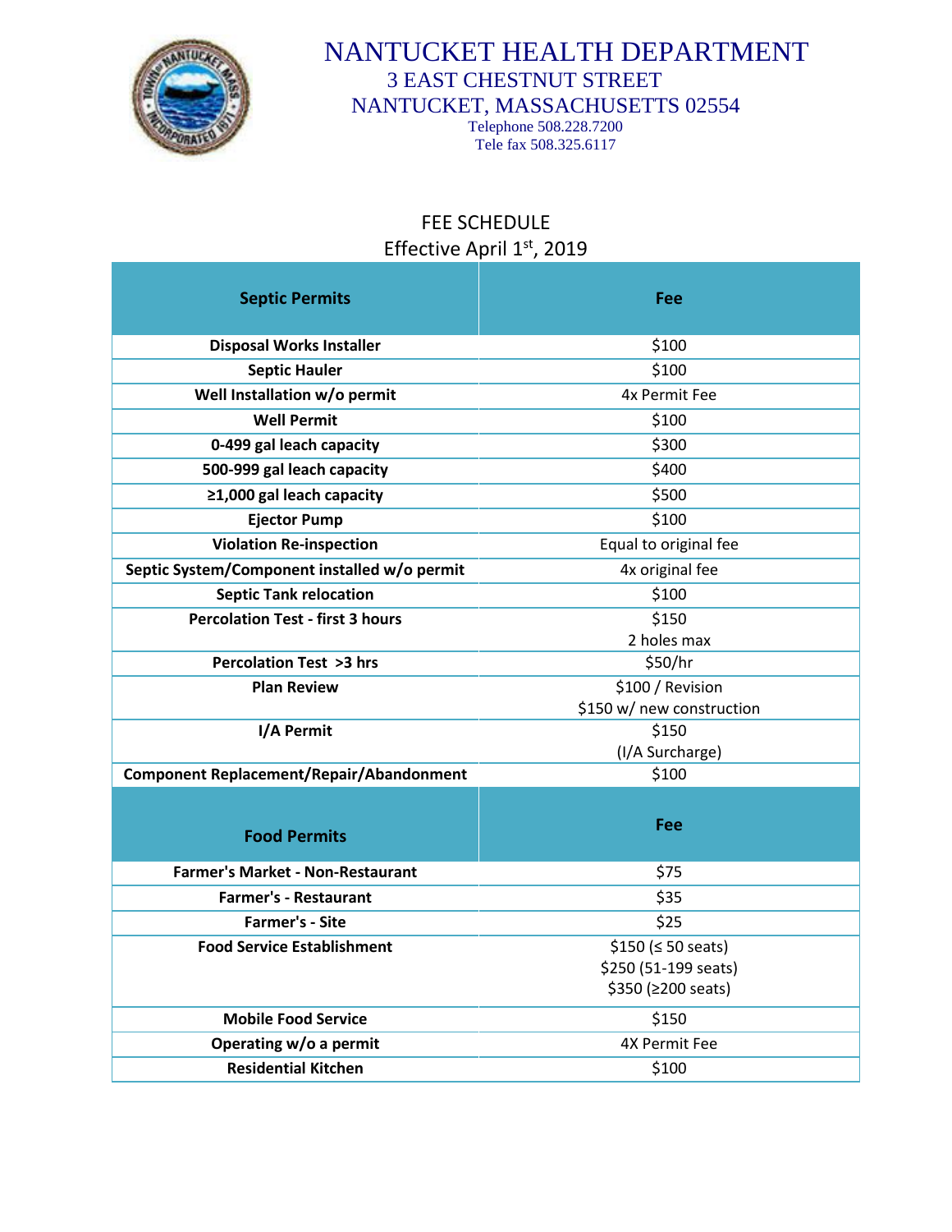# NANTUCKET HEALTH DEPARTMENT

3 EAST CHESTNUT STREET
NANTUCKET, MASSACHUSETTS 02554
Telephone 508.228.7200
Tele fax 508.325.6117

## FEE SCHEDULE
Effective April 1st, 2019

| Septic Permits | Fee |
|---|---|
| **Disposal Works Installer** | $100 |
| **Septic Hauler** | $100 |
| **Well Installation w/o permit** | 4x Permit Fee |
| **Well Permit** | $100 |
| **0-499 gal leach capacity** | $300 |
| **500-999 gal leach capacity** | $400 |
| **≥1,000 gal leach capacity** | $500 |
| **Ejector Pump** | $100 |
| **Violation Re-inspection** | Equal to original fee |
| **Septic System/Component installed w/o permit** | 4x original fee |
| **Septic Tank relocation** | $100 |
| **Percolation Test - first 3 hours** | $150<br>2 holes max |
| **Percolation Test >3 hrs** | $50/hr |
| **Plan Review** | $100 / Revision<br>$150 w/ new construction |
| **I/A Permit** | $150<br>(I/A Surcharge) |
| **Component Replacement/Repair/Abandonment** | $100 |

| Food Permits | Fee |
|---|---|
| **Farmer's Market - Non-Restaurant** | $75 |
| **Farmer's - Restaurant** | $35 |
| **Farmer's - Site** | $25 |
| **Food Service Establishment** | $150 (≤ 50 seats)<br>$250 (51-199 seats)<br>$350 (≥200 seats) |
| **Mobile Food Service** | $150 |
| **Operating w/o a permit** | 4X Permit Fee |
| **Residential Kitchen** | $100 |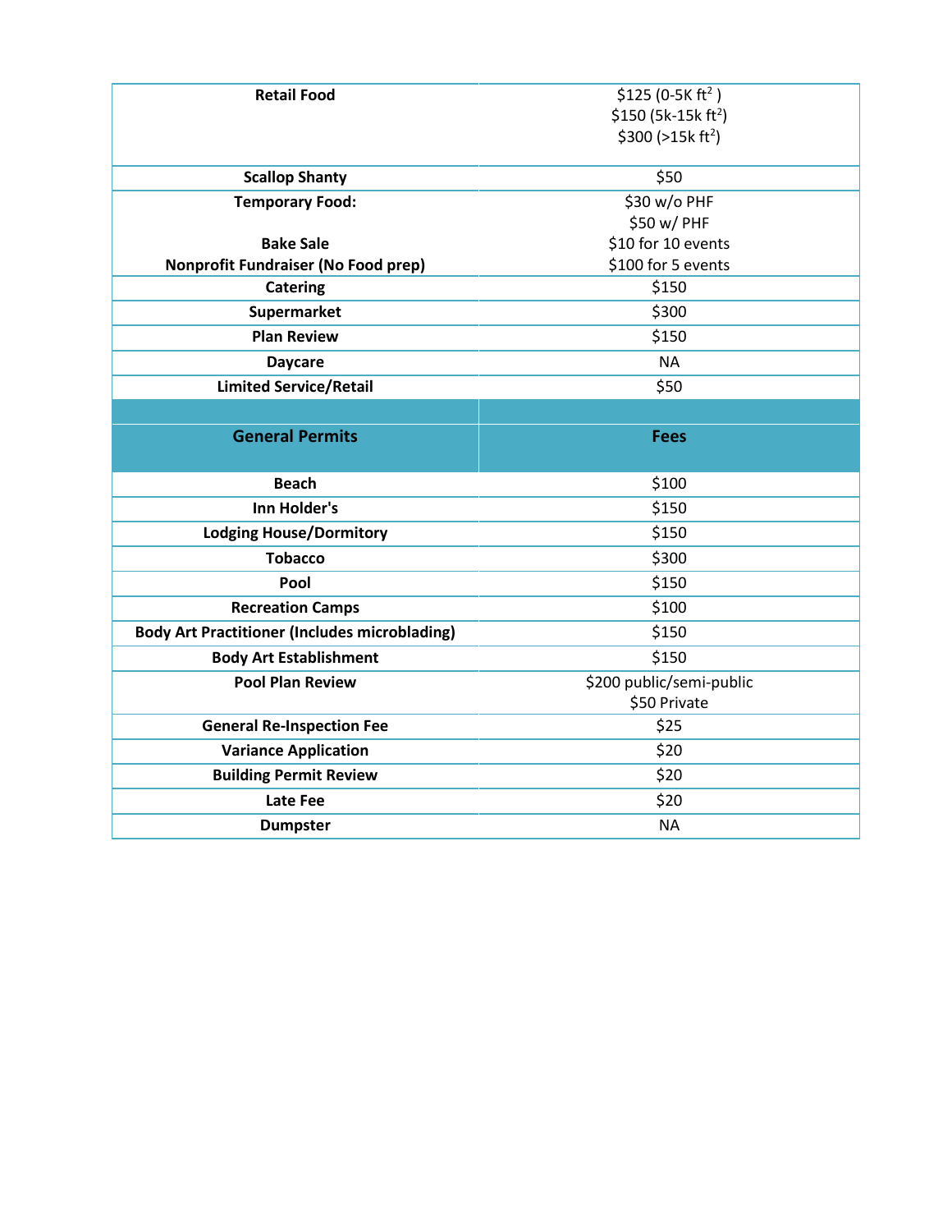| | |
|---|---|
| **Retail Food** | $125 (0-5K ft$^2$ )<br>$150 (5k-15k ft$^2$)<br>$300 (>15k ft$^2$) |
| **Scallop Shanty** | $50 |
| **Temporary Food:**<br><br>**Bake Sale**<br>**Nonprofit Fundraiser (No Food prep)** | $30 w/o PHF<br>$50 w/ PHF<br>$10 for 10 events<br>$100 for 5 events |
| **Catering** | $150 |
| **Supermarket** | $300 |
| **Plan Review** | $150 |
| **Daycare** | NA |
| **Limited Service/Retail** | $50 |

| **General Permits** | **Fees** |
|---|---|
| **Beach** | $100 |
| **Inn Holder's** | $150 |
| **Lodging House/Dormitory** | $150 |
| **Tobacco** | $300 |
| **Pool** | $150 |
| **Recreation Camps** | $100 |
| **Body Art Practitioner (Includes microblading)** | $150 |
| **Body Art Establishment** | $150 |
| **Pool Plan Review** | $200 public/semi-public<br>$50 Private |
| **General Re-Inspection Fee** | $25 |
| **Variance Application** | $20 |
| **Building Permit Review** | $20 |
| **Late Fee** | $20 |
| **Dumpster** | NA |